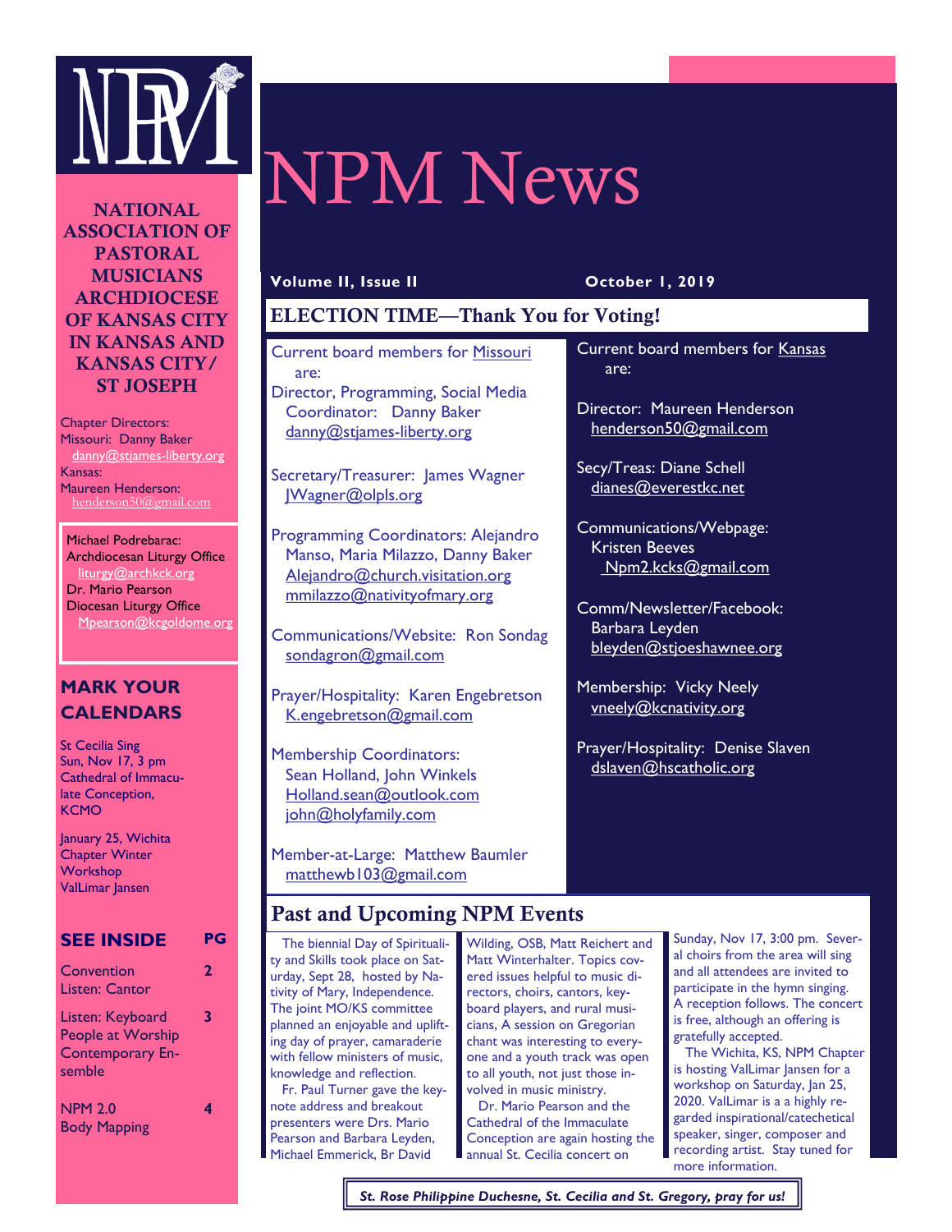# NPM News

**Volume II, Issue II** **October 1, 2019**

**NATIONAL ASSOCIATION OF PASTORAL MUSICIANS ARCHDIOCESE OF KANSAS CITY IN KANSAS AND KANSAS CITY/ ST JOSEPH**

Chapter Directors:
Missouri: Danny Baker
danny@stjames-liberty.org
Kansas:
Maureen Henderson:
henderson50@gmail.com

Michael Podrebarac:
Archdiocesan Liturgy Office
liturgy@archkck.org
Dr. Mario Pearson
Diocesan Liturgy Office
Mpearson@kcgoldome.org

## MARK YOUR CALENDARS

St Cecilia Sing
Sun, Nov 17, 3 pm
Cathedral of Immaculate Conception, KCMO

January 25, Wichita Chapter Winter Workshop
ValLimar Jansen

## SEE INSIDE

| SEE INSIDE | PG |
|---|---|
| Convention<br>Listen: Cantor | 2 |
| Listen: Keyboard<br>People at Worship<br>Contemporary Ensemble | 3 |
| NPM 2.0<br>Body Mapping | 4 |

## ELECTION TIME—Thank You for Voting!

Current board members for Missouri are:

Director, Programming, Social Media Coordinator: Danny Baker
danny@stjames-liberty.org

Secretary/Treasurer: James Wagner
JWagner@olpls.org

Programming Coordinators: Alejandro Manso, Maria Milazzo, Danny Baker
Alejandro@church.visitation.org
mmilazzo@nativityofmary.org

Communications/Website: Ron Sondag
sondagron@gmail.com

Prayer/Hospitality: Karen Engebretson
K.engebretson@gmail.com

Membership Coordinators:
Sean Holland, John Winkels
Holland.sean@outlook.com
john@holyfamily.com

Member-at-Large: Matthew Baumler
matthewb103@gmail.com

Current board members for Kansas are:

Director: Maureen Henderson
henderson50@gmail.com

Secy/Treas: Diane Schell
dianes@everestkc.net

Communications/Webpage:
Kristen Beeves
Npm2.kcks@gmail.com

Comm/Newsletter/Facebook:
Barbara Leyden
bleyden@stjoeshawnee.org

Membership: Vicky Neely
vneely@kcnativity.org

Prayer/Hospitality: Denise Slaven
dslaven@hscatholic.org

## Past and Upcoming NPM Events

The biennial Day of Spirituality and Skills took place on Saturday, Sept 28, hosted by Nativity of Mary, Independence. The joint MO/KS committee planned an enjoyable and uplifting day of prayer, camaraderie with fellow ministers of music, knowledge and reflection.

Fr. Paul Turner gave the keynote address and breakout presenters were Drs. Mario Pearson and Barbara Leyden, Michael Emmerick, Br David Wilding, OSB, Matt Reichert and Matt Winterhalter. Topics covered issues helpful to music directors, choirs, cantors, keyboard players, and rural musicians, A session on Gregorian chant was interesting to everyone and a youth track was open to all youth, not just those involved in music ministry.

Dr. Mario Pearson and the Cathedral of the Immaculate Conception are again hosting the annual St. Cecilia concert on Sunday, Nov 17, 3:00 pm. Several choirs from the area will sing and all attendees are invited to participate in the hymn singing. A reception follows. The concert is free, although an offering is gratefully accepted.

The Wichita, KS, NPM Chapter is hosting ValLimar Jansen for a workshop on Saturday, Jan 25, 2020. ValLimar is a a highly regarded inspirational/catechetical speaker, singer, composer and recording artist. Stay tuned for more information.

*St. Rose Philippine Duchesne, St. Cecilia and St. Gregory, pray for us!*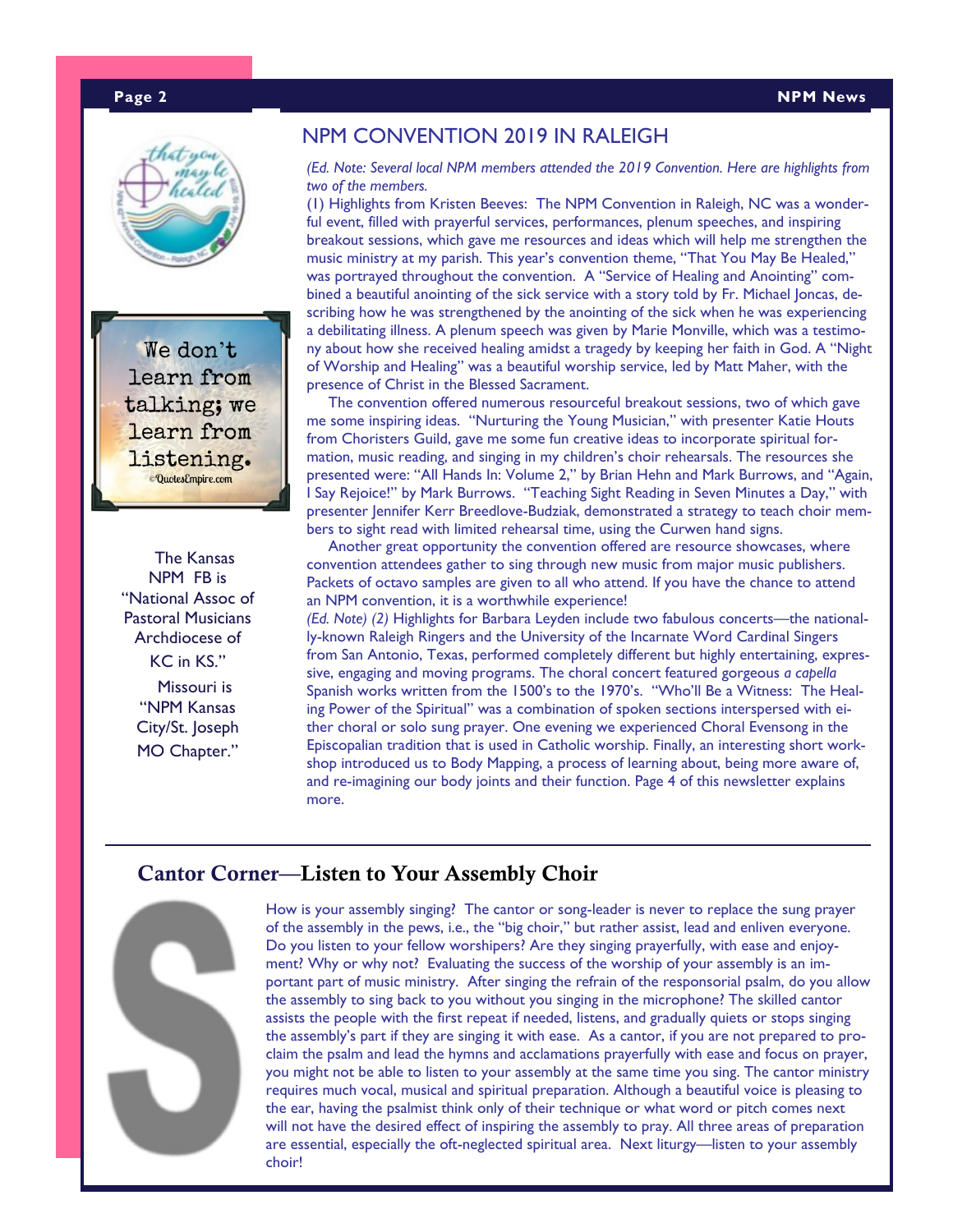## NPM CONVENTION 2019 IN RALEIGH

*(Ed. Note: Several local NPM members attended the 2019 Convention. Here are highlights from two of the members.*

(1) Highlights from Kristen Beeves: The NPM Convention in Raleigh, NC was a wonderful event, filled with prayerful services, performances, plenum speeches, and inspiring breakout sessions, which gave me resources and ideas which will help me strengthen the music ministry at my parish. This year's convention theme, "That You May Be Healed," was portrayed throughout the convention. A "Service of Healing and Anointing" combined a beautiful anointing of the sick service with a story told by Fr. Michael Joncas, describing how he was strengthened by the anointing of the sick when he was experiencing a debilitating illness. A plenum speech was given by Marie Monville, which was a testimony about how she received healing amidst a tragedy by keeping her faith in God. A "Night of Worship and Healing" was a beautiful worship service, led by Matt Maher, with the presence of Christ in the Blessed Sacrament.

The convention offered numerous resourceful breakout sessions, two of which gave me some inspiring ideas. "Nurturing the Young Musician," with presenter Katie Houts from Choristers Guild, gave me some fun creative ideas to incorporate spiritual formation, music reading, and singing in my children's choir rehearsals. The resources she presented were: "All Hands In: Volume 2," by Brian Hehn and Mark Burrows, and "Again, I Say Rejoice!" by Mark Burrows. "Teaching Sight Reading in Seven Minutes a Day," with presenter Jennifer Kerr Breedlove-Budziak, demonstrated a strategy to teach choir members to sight read with limited rehearsal time, using the Curwen hand signs.

Another great opportunity the convention offered are resource showcases, where convention attendees gather to sing through new music from major music publishers. Packets of octavo samples are given to all who attend. If you have the chance to attend an NPM convention, it is a worthwhile experience!

*(Ed. Note) (2)* Highlights for Barbara Leyden include two fabulous concerts—the nationally-known Raleigh Ringers and the University of the Incarnate Word Cardinal Singers from San Antonio, Texas, performed completely different but highly entertaining, expressive, engaging and moving programs. The choral concert featured gorgeous *a capella* Spanish works written from the 1500's to the 1970's. "Who'll Be a Witness: The Healing Power of the Spiritual" was a combination of spoken sections interspersed with either choral or solo sung prayer. One evening we experienced Choral Evensong in the Episcopalian tradition that is used in Catholic worship. Finally, an interesting short workshop introduced us to Body Mapping, a process of learning about, being more aware of, and re-imagining our body joints and their function. Page 4 of this newsletter explains more.

We don't learn from talking; we learn from listening.
©QuotesEmpire.com

The Kansas NPM FB is "National Assoc of Pastoral Musicians Archdiocese of KC in KS."

Missouri is "NPM Kansas City/St. Joseph MO Chapter."

## Cantor Corner—Listen to Your Assembly Choir

How is your assembly singing? The cantor or song-leader is never to replace the sung prayer of the assembly in the pews, i.e., the "big choir," but rather assist, lead and enliven everyone. Do you listen to your fellow worshipers? Are they singing prayerfully, with ease and enjoyment? Why or why not? Evaluating the success of the worship of your assembly is an important part of music ministry. After singing the refrain of the responsorial psalm, do you allow the assembly to sing back to you without you singing in the microphone? The skilled cantor assists the people with the first repeat if needed, listens, and gradually quiets or stops singing the assembly's part if they are singing it with ease. As a cantor, if you are not prepared to proclaim the psalm and lead the hymns and acclamations prayerfully with ease and focus on prayer, you might not be able to listen to your assembly at the same time you sing. The cantor ministry requires much vocal, musical and spiritual preparation. Although a beautiful voice is pleasing to the ear, having the psalmist think only of their technique or what word or pitch comes next will not have the desired effect of inspiring the assembly to pray. All three areas of preparation are essential, especially the oft-neglected spiritual area. Next liturgy—listen to your assembly choir!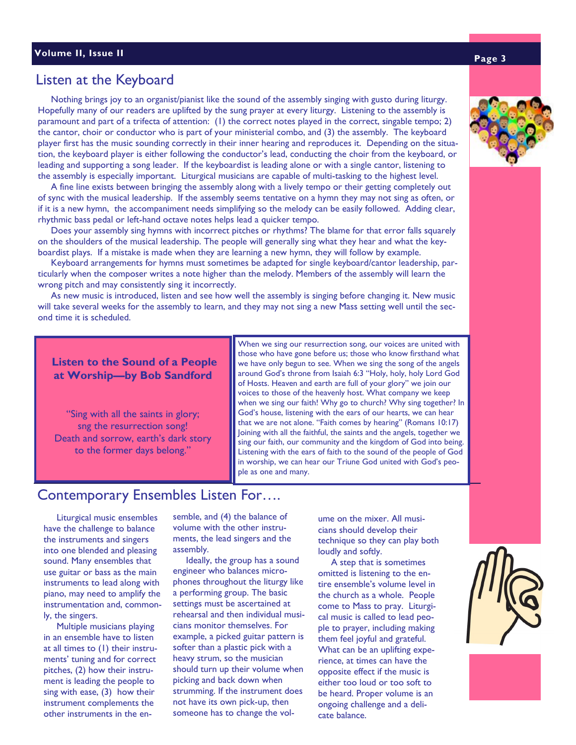## Listen at the Keyboard

Nothing brings joy to an organist/pianist like the sound of the assembly singing with gusto during liturgy. Hopefully many of our readers are uplifted by the sung prayer at every liturgy. Listening to the assembly is paramount and part of a trifecta of attention: (1) the correct notes played in the correct, singable tempo; 2) the cantor, choir or conductor who is part of your ministerial combo, and (3) the assembly. The keyboard player first has the music sounding correctly in their inner hearing and reproduces it. Depending on the situation, the keyboard player is either following the conductor's lead, conducting the choir from the keyboard, or leading and supporting a song leader. If the keyboardist is leading alone or with a single cantor, listening to the assembly is especially important. Liturgical musicians are capable of multi-tasking to the highest level.

A fine line exists between bringing the assembly along with a lively tempo or their getting completely out of sync with the musical leadership. If the assembly seems tentative on a hymn they may not sing as often, or if it is a new hymn, the accompaniment needs simplifying so the melody can be easily followed. Adding clear, rhythmic bass pedal or left-hand octave notes helps lead a quicker tempo.

Does your assembly sing hymns with incorrect pitches or rhythms? The blame for that error falls squarely on the shoulders of the musical leadership. The people will generally sing what they hear and what the keyboardist plays. If a mistake is made when they are learning a new hymn, they will follow by example.

Keyboard arrangements for hymns must sometimes be adapted for single keyboard/cantor leadership, particularly when the composer writes a note higher than the melody. Members of the assembly will learn the wrong pitch and may consistently sing it incorrectly.

As new music is introduced, listen and see how well the assembly is singing before changing it. New music will take several weeks for the assembly to learn, and they may not sing a new Mass setting well until the second time it is scheduled.

### Listen to the Sound of a People at Worship—by Bob Sandford

"Sing with all the saints in glory;
sng the resurrection song!
Death and sorrow, earth's dark story
to the former days belong."

When we sing our resurrection song, our voices are united with those who have gone before us; those who know firsthand what we have only begun to see. When we sing the song of the angels around God's throne from Isaiah 6:3 "Holy, holy, holy Lord God of Hosts. Heaven and earth are full of your glory" we join our voices to those of the heavenly host. What company we keep when we sing our faith! Why go to church? Why sing together? In God's house, listening with the ears of our hearts, we can hear that we are not alone. "Faith comes by hearing" (Romans 10:17) Joining with all the faithful, the saints and the angels, together we sing our faith, our community and the kingdom of God into being. Listening with the ears of faith to the sound of the people of God in worship, we can hear our Triune God united with God's people as one and many.

## Contemporary Ensembles Listen For….

Liturgical music ensembles have the challenge to balance the instruments and singers into one blended and pleasing sound. Many ensembles that use guitar or bass as the main instruments to lead along with piano, may need to amplify the instrumentation and, commonly, the singers.

Multiple musicians playing in an ensemble have to listen at all times to (1) their instruments' tuning and for correct pitches, (2) how their instrument is leading the people to sing with ease, (3) how their instrument complements the other instruments in the ensemble, and (4) the balance of volume with the other instruments, the lead singers and the assembly.

Ideally, the group has a sound engineer who balances microphones throughout the liturgy like a performing group. The basic settings must be ascertained at rehearsal and then individual musicians monitor themselves. For example, a picked guitar pattern is softer than a plastic pick with a heavy strum, so the musician should turn up their volume when picking and back down when strumming. If the instrument does not have its own pick-up, then someone has to change the volume on the mixer. All musicians should develop their technique so they can play both loudly and softly.

A step that is sometimes omitted is listening to the entire ensemble's volume level in the church as a whole. People come to Mass to pray. Liturgical music is called to lead people to prayer, including making them feel joyful and grateful. What can be an uplifting experience, at times can have the opposite effect if the music is either too loud or too soft to be heard. Proper volume is an ongoing challenge and a delicate balance.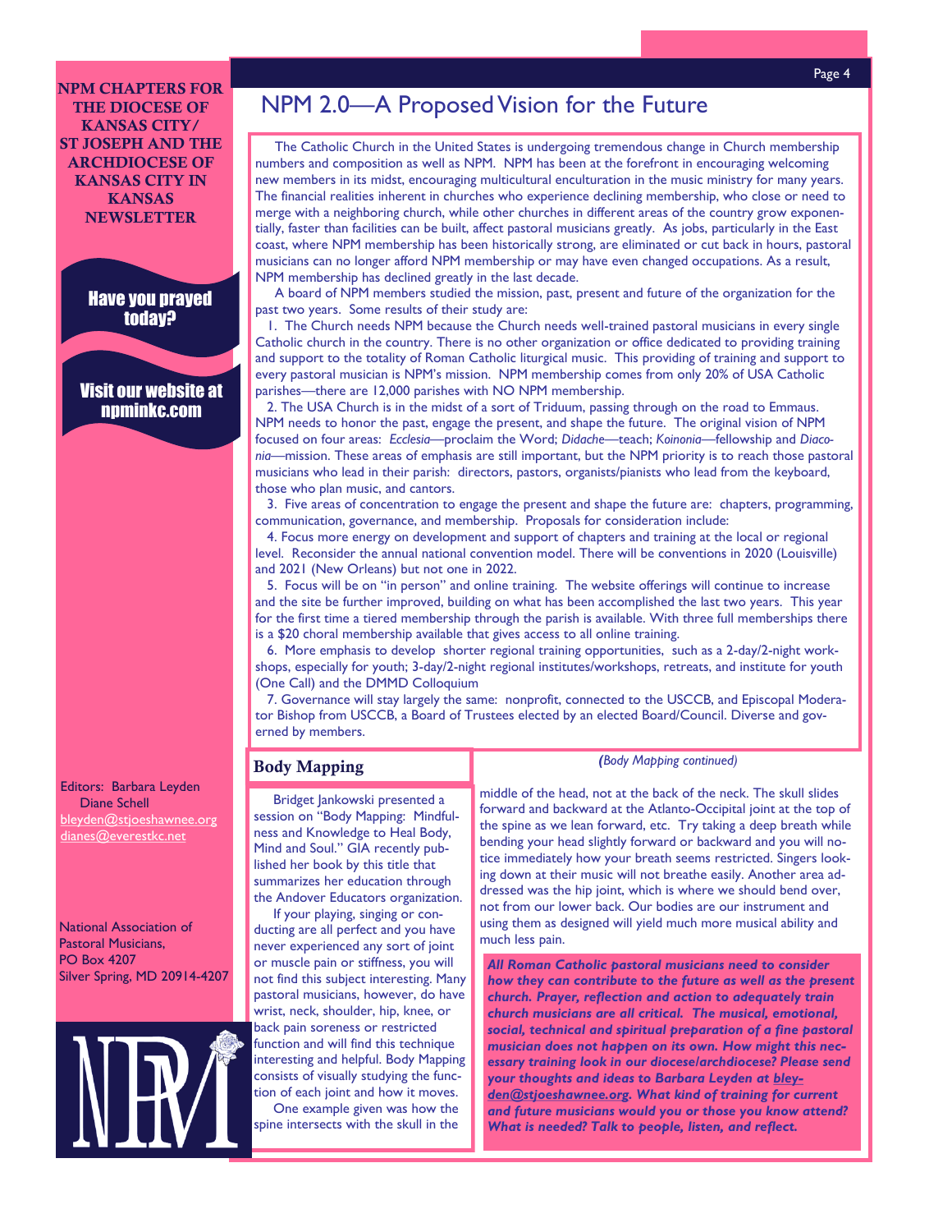**NPM CHAPTERS FOR THE DIOCESE OF KANSAS CITY/ ST JOSEPH AND THE ARCHDIOCESE OF KANSAS CITY IN KANSAS NEWSLETTER**

Have you prayed today?

Visit our website at npminkc.com

# NPM 2.0—A Proposed Vision for the Future

The Catholic Church in the United States is undergoing tremendous change in Church membership numbers and composition as well as NPM. NPM has been at the forefront in encouraging welcoming new members in its midst, encouraging multicultural enculturation in the music ministry for many years. The financial realities inherent in churches who experience declining membership, who close or need to merge with a neighboring church, while other churches in different areas of the country grow exponentially, faster than facilities can be built, affect pastoral musicians greatly. As jobs, particularly in the East coast, where NPM membership has been historically strong, are eliminated or cut back in hours, pastoral musicians can no longer afford NPM membership or may have even changed occupations. As a result, NPM membership has declined greatly in the last decade.

A board of NPM members studied the mission, past, present and future of the organization for the past two years. Some results of their study are:

1. The Church needs NPM because the Church needs well-trained pastoral musicians in every single Catholic church in the country. There is no other organization or office dedicated to providing training and support to the totality of Roman Catholic liturgical music. This providing of training and support to every pastoral musician is NPM's mission. NPM membership comes from only 20% of USA Catholic parishes—there are 12,000 parishes with NO NPM membership.

2. The USA Church is in the midst of a sort of Triduum, passing through on the road to Emmaus. NPM needs to honor the past, engage the present, and shape the future. The original vision of NPM focused on four areas: *Ecclesia*—proclaim the Word; *Didache*—teach; *Koinonia*—fellowship and *Diaconia*—mission. These areas of emphasis are still important, but the NPM priority is to reach those pastoral musicians who lead in their parish: directors, pastors, organists/pianists who lead from the keyboard, those who plan music, and cantors.

3. Five areas of concentration to engage the present and shape the future are: chapters, programming, communication, governance, and membership. Proposals for consideration include:

4. Focus more energy on development and support of chapters and training at the local or regional level. Reconsider the annual national convention model. There will be conventions in 2020 (Louisville) and 2021 (New Orleans) but not one in 2022.

5. Focus will be on "in person" and online training. The website offerings will continue to increase and the site be further improved, building on what has been accomplished the last two years. This year for the first time a tiered membership through the parish is available. With three full memberships there is a $20 choral membership available that gives access to all online training.

6. More emphasis to develop shorter regional training opportunities, such as a 2-day/2-night workshops, especially for youth; 3-day/2-night regional institutes/workshops, retreats, and institute for youth (One Call) and the DMMD Colloquium

7. Governance will stay largely the same: nonprofit, connected to the USCCB, and Episcopal Moderator Bishop from USCCB, a Board of Trustees elected by an elected Board/Council. Diverse and governed by members.

## Body Mapping

Bridget Jankowski presented a session on "Body Mapping: Mindfulness and Knowledge to Heal Body, Mind and Soul." GIA recently published her book by this title that summarizes her education through the Andover Educators organization.

If your playing, singing or conducting are all perfect and you have never experienced any sort of joint or muscle pain or stiffness, you will not find this subject interesting. Many pastoral musicians, however, do have wrist, neck, shoulder, hip, knee, or back pain soreness or restricted function and will find this technique interesting and helpful. Body Mapping consists of visually studying the function of each joint and how it moves.

One example given was how the spine intersects with the skull in the

*(Body Mapping continued)*

middle of the head, not at the back of the neck. The skull slides forward and backward at the Atlanto-Occipital joint at the top of the spine as we lean forward, etc. Try taking a deep breath while bending your head slightly forward or backward and you will notice immediately how your breath seems restricted. Singers looking down at their music will not breathe easily. Another area addressed was the hip joint, which is where we should bend over, not from our lower back. Our bodies are our instrument and using them as designed will yield much more musical ability and much less pain.

***All Roman Catholic pastoral musicians need to consider how they can contribute to the future as well as the present church. Prayer, reflection and action to adequately train church musicians are all critical. The musical, emotional, social, technical and spiritual preparation of a fine pastoral musician does not happen on its own. How might this necessary training look in our diocese/archdiocese? Please send your thoughts and ideas to Barbara Leyden at bleyden@stjoeshawnee.org. What kind of training for current and future musicians would you or those you know attend? What is needed? Talk to people, listen, and reflect.***

Editors: Barbara Leyden
Diane Schell
bleyden@stjoeshawnee.org
dianes@everestkc.net

National Association of Pastoral Musicians,
PO Box 4207
Silver Spring, MD 20914-4207